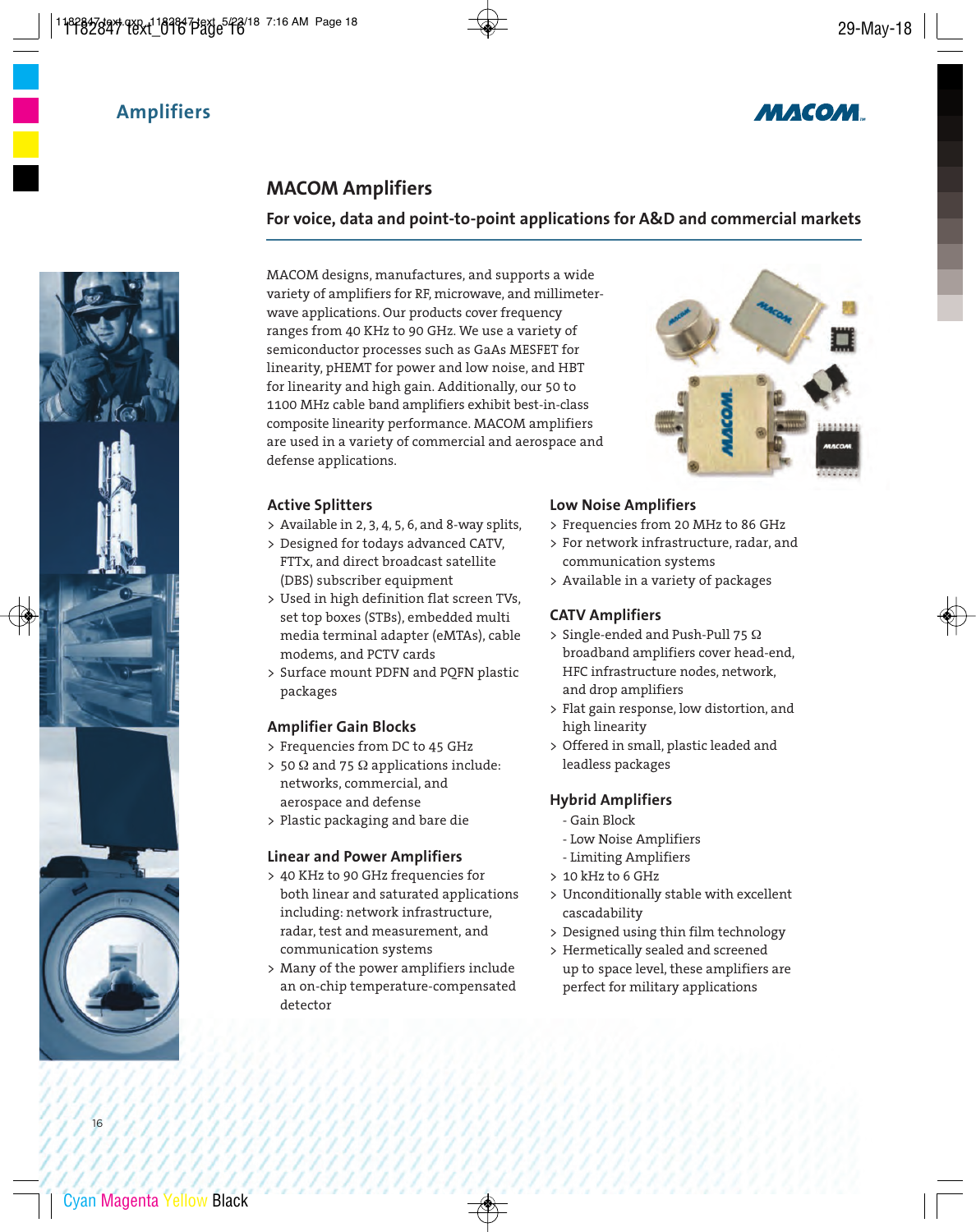# Amplifiers

## MACOM Amplifiers

**For voice, data and point-to-point applications for A&D and commercial markets**

MACOM designs, manufactures, and supports a wide variety of amplifiers for RF, microwave, and millimeter-wave applications. Our products cover frequency ranges from 40 KHz to 90 GHz. We use a variety of semiconductor processes such as GaAs MESFET for linearity, pHEMT for power and low noise, and HBT for linearity and high gain. Additionally, our 50 to 1100 MHz cable band amplifiers exhibit best-in-class composite linearity performance. MACOM amplifiers are used in a variety of commercial and aerospace and defense applications.

### Active Splitters

- Available in 2, 3, 4, 5, 6, and 8-way splits,
- Designed for todays advanced CATV, FTTx, and direct broadcast satellite (DBS) subscriber equipment
- Used in high definition flat screen TVs, set top boxes (STBs), embedded multi media terminal adapter (eMTAs), cable modems, and PCTV cards
- Surface mount PDFN and PQFN plastic packages

### Amplifier Gain Blocks

- Frequencies from DC to 45 GHz
- 50 Ω and 75 Ω applications include: networks, commercial, and aerospace and defense
- Plastic packaging and bare die

### Linear and Power Amplifiers

- 40 KHz to 90 GHz frequencies for both linear and saturated applications including: network infrastructure, radar, test and measurement, and communication systems
- Many of the power amplifiers include an on-chip temperature-compensated detector

### Low Noise Amplifiers

- Frequencies from 20 MHz to 86 GHz
- For network infrastructure, radar, and communication systems
- Available in a variety of packages

### CATV Amplifiers

- Single-ended and Push-Pull 75 Ω broadband amplifiers cover head-end, HFC infrastructure nodes, network, and drop amplifiers
- Flat gain response, low distortion, and high linearity
- Offered in small, plastic leaded and leadless packages

### Hybrid Amplifiers

- Gain Block
- Low Noise Amplifiers
- Limiting Amplifiers

- 10 kHz to 6 GHz
- Unconditionally stable with excellent cascadability
- Designed using thin film technology
- Hermetically sealed and screened up to space level, these amplifiers are perfect for military applications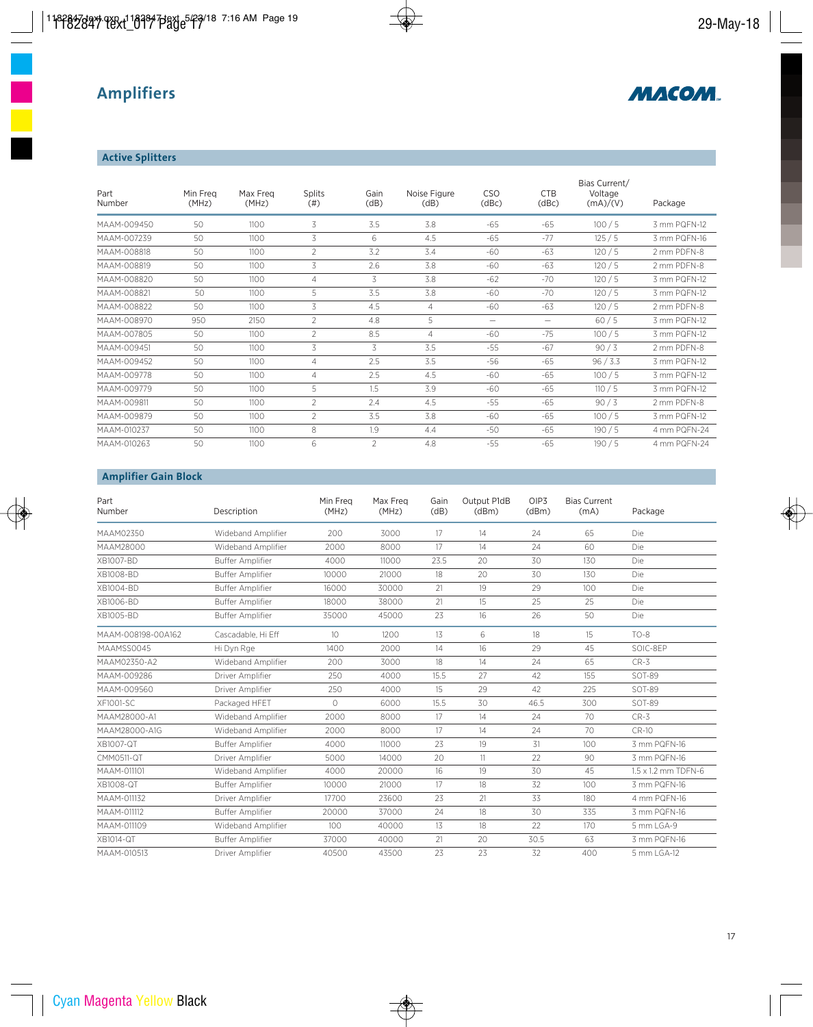# Amplifiers

MACOM

## Active Splitters

| Part Number | Min Freq (MHz) | Max Freq (MHz) | Splits (#) | Gain (dB) | Noise Figure (dB) | CSO (dBc) | CTB (dBc) | Bias Current/ Voltage (mA)/(V) | Package |
|---|---|---|---|---|---|---|---|---|---|
| MAAM-009450 | 50 | 1100 | 3 | 3.5 | 3.8 | -65 | -65 | 100 / 5 | 3 mm PQFN-12 |
| MAAM-007239 | 50 | 1100 | 3 | 6 | 4.5 | -65 | -77 | 125 / 5 | 3 mm PQFN-16 |
| MAAM-008818 | 50 | 1100 | 2 | 3.2 | 3.4 | -60 | -63 | 120 / 5 | 2 mm PDFN-8 |
| MAAM-008819 | 50 | 1100 | 3 | 2.6 | 3.8 | -60 | -63 | 120 / 5 | 2 mm PDFN-8 |
| MAAM-008820 | 50 | 1100 | 4 | 3 | 3.8 | -62 | -70 | 120 / 5 | 3 mm PQFN-12 |
| MAAM-008821 | 50 | 1100 | 5 | 3.5 | 3.8 | -60 | -70 | 120 / 5 | 3 mm PQFN-12 |
| MAAM-008822 | 50 | 1100 | 3 | 4.5 | 4 | -60 | -63 | 120 / 5 | 2 mm PDFN-8 |
| MAAM-008970 | 950 | 2150 | 2 | 4.8 | 5 | — | — | 60 / 5 | 3 mm PQFN-12 |
| MAAM-007805 | 50 | 1100 | 2 | 8.5 | 4 | -60 | -75 | 100 / 5 | 3 mm PQFN-12 |
| MAAM-009451 | 50 | 1100 | 3 | 3 | 3.5 | -55 | -67 | 90 / 3 | 2 mm PDFN-8 |
| MAAM-009452 | 50 | 1100 | 4 | 2.5 | 3.5 | -56 | -65 | 96 / 3.3 | 3 mm PQFN-12 |
| MAAM-009778 | 50 | 1100 | 4 | 2.5 | 4.5 | -60 | -65 | 100 / 5 | 3 mm PQFN-12 |
| MAAM-009779 | 50 | 1100 | 5 | 1.5 | 3.9 | -60 | -65 | 110 / 5 | 3 mm PQFN-12 |
| MAAM-009811 | 50 | 1100 | 2 | 2.4 | 4.5 | -55 | -65 | 90 / 3 | 2 mm PDFN-8 |
| MAAM-009879 | 50 | 1100 | 2 | 3.5 | 3.8 | -60 | -65 | 100 / 5 | 3 mm PQFN-12 |
| MAAM-010237 | 50 | 1100 | 8 | 1.9 | 4.4 | -50 | -65 | 190 / 5 | 4 mm PQFN-24 |
| MAAM-010263 | 50 | 1100 | 6 | 2 | 4.8 | -55 | -65 | 190 / 5 | 4 mm PQFN-24 |

## Amplifier Gain Block

| Part Number | Description | Min Freq (MHz) | Max Freq (MHz) | Gain (dB) | Output P1dB (dBm) | OIP3 (dBm) | Bias Current (mA) | Package |
|---|---|---|---|---|---|---|---|---|
| MAAM02350 | Wideband Amplifier | 200 | 3000 | 17 | 14 | 24 | 65 | Die |
| MAAM28000 | Wideband Amplifier | 2000 | 8000 | 17 | 14 | 24 | 60 | Die |
| XB1007-BD | Buffer Amplifier | 4000 | 11000 | 23.5 | 20 | 30 | 130 | Die |
| XB1008-BD | Buffer Amplifier | 10000 | 21000 | 18 | 20 | 30 | 130 | Die |
| XB1004-BD | Buffer Amplifier | 16000 | 30000 | 21 | 19 | 29 | 100 | Die |
| XB1006-BD | Buffer Amplifier | 18000 | 38000 | 21 | 15 | 25 | 25 | Die |
| XB1005-BD | Buffer Amplifier | 35000 | 45000 | 23 | 16 | 26 | 50 | Die |
| MAAM-008198-00A162 | Cascadable, Hi Eff | 10 | 1200 | 13 | 6 | 18 | 15 | TO-8 |
| MAAMSS0045 | Hi Dyn Rge | 1400 | 2000 | 14 | 16 | 29 | 45 | SOIC-8EP |
| MAAM02350-A2 | Wideband Amplifier | 200 | 3000 | 18 | 14 | 24 | 65 | CR-3 |
| MAAM-009286 | Driver Amplifier | 250 | 4000 | 15.5 | 27 | 42 | 155 | SOT-89 |
| MAAM-009560 | Driver Amplifier | 250 | 4000 | 15 | 29 | 42 | 225 | SOT-89 |
| XF1001-SC | Packaged HFET | 0 | 6000 | 15.5 | 30 | 46.5 | 300 | SOT-89 |
| MAAM28000-A1 | Wideband Amplifier | 2000 | 8000 | 17 | 14 | 24 | 70 | CR-3 |
| MAAM28000-A1G | Wideband Amplifier | 2000 | 8000 | 17 | 14 | 24 | 70 | CR-10 |
| XB1007-QT | Buffer Amplifier | 4000 | 11000 | 23 | 19 | 31 | 100 | 3 mm PQFN-16 |
| CMM0511-QT | Driver Amplifier | 5000 | 14000 | 20 | 11 | 22 | 90 | 3 mm PQFN-16 |
| MAAM-011101 | Wideband Amplifier | 4000 | 20000 | 16 | 19 | 30 | 45 | 1.5 x 1.2 mm TDFN-6 |
| XB1008-QT | Buffer Amplifier | 10000 | 21000 | 17 | 18 | 32 | 100 | 3 mm PQFN-16 |
| MAAM-011132 | Driver Amplifier | 17700 | 23600 | 23 | 21 | 33 | 180 | 4 mm PQFN-16 |
| MAAM-011112 | Buffer Amplifier | 20000 | 37000 | 24 | 18 | 30 | 335 | 3 mm PQFN-16 |
| MAAM-011109 | Wideband Amplifier | 100 | 40000 | 13 | 18 | 22 | 170 | 5 mm LGA-9 |
| XB1014-QT | Buffer Amplifier | 37000 | 40000 | 21 | 20 | 30.5 | 63 | 3 mm PQFN-16 |
| MAAM-010513 | Driver Amplifier | 40500 | 43500 | 23 | 23 | 32 | 400 | 5 mm LGA-12 |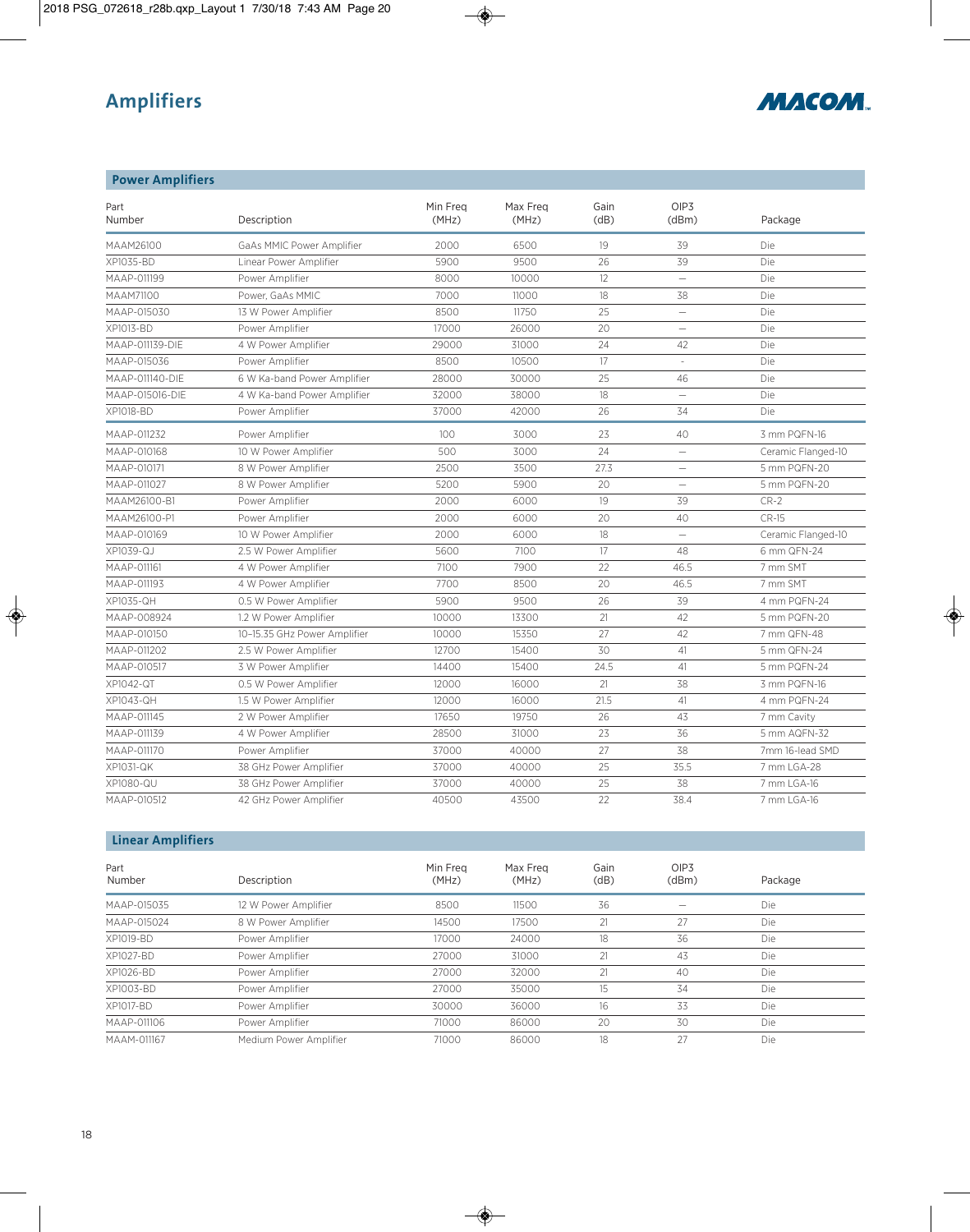# Amplifiers

MACOM

## Power Amplifiers

| Part Number | Description | Min Freq (MHz) | Max Freq (MHz) | Gain (dB) | OIP3 (dBm) | Package |
|---|---|---|---|---|---|---|
| MAAM26100 | GaAs MMIC Power Amplifier | 2000 | 6500 | 19 | 39 | Die |
| XP1035-BD | Linear Power Amplifier | 5900 | 9500 | 26 | 39 | Die |
| MAAP-011199 | Power Amplifier | 8000 | 10000 | 12 | — | Die |
| MAAM71100 | Power, GaAs MMIC | 7000 | 11000 | 18 | 38 | Die |
| MAAP-015030 | 13 W Power Amplifier | 8500 | 11750 | 25 | — | Die |
| XP1013-BD | Power Amplifier | 17000 | 26000 | 20 | — | Die |
| MAAP-011139-DIE | 4 W Power Amplifier | 29000 | 31000 | 24 | 42 | Die |
| MAAP-015036 | Power Amplifier | 8500 | 10500 | 17 | - | Die |
| MAAP-011140-DIE | 6 W Ka-band Power Amplifier | 28000 | 30000 | 25 | 46 | Die |
| MAAP-015016-DIE | 4 W Ka-band Power Amplifier | 32000 | 38000 | 18 | — | Die |
| XP1018-BD | Power Amplifier | 37000 | 42000 | 26 | 34 | Die |
| MAAP-011232 | Power Amplifier | 100 | 3000 | 23 | 40 | 3 mm PQFN-16 |
| MAAP-010168 | 10 W Power Amplifier | 500 | 3000 | 24 | — | Ceramic Flanged-10 |
| MAAP-010171 | 8 W Power Amplifier | 2500 | 3500 | 27.3 | — | 5 mm PQFN-20 |
| MAAP-011027 | 8 W Power Amplifier | 5200 | 5900 | 20 | — | 5 mm PQFN-20 |
| MAAM26100-B1 | Power Amplifier | 2000 | 6000 | 19 | 39 | CR-2 |
| MAAM26100-P1 | Power Amplifier | 2000 | 6000 | 20 | 40 | CR-15 |
| MAAP-010169 | 10 W Power Amplifier | 2000 | 6000 | 18 | — | Ceramic Flanged-10 |
| XP1039-QJ | 2.5 W Power Amplifier | 5600 | 7100 | 17 | 48 | 6 mm QFN-24 |
| MAAP-011161 | 4 W Power Amplifier | 7100 | 7900 | 22 | 46.5 | 7 mm SMT |
| MAAP-011193 | 4 W Power Amplifier | 7700 | 8500 | 20 | 46.5 | 7 mm SMT |
| XP1035-QH | 0.5 W Power Amplifier | 5900 | 9500 | 26 | 39 | 4 mm PQFN-24 |
| MAAP-008924 | 1.2 W Power Amplifier | 10000 | 13300 | 21 | 42 | 5 mm PQFN-20 |
| MAAP-010150 | 10–15.35 GHz Power Amplifier | 10000 | 15350 | 27 | 42 | 7 mm QFN-48 |
| MAAP-011202 | 2.5 W Power Amplifier | 12700 | 15400 | 30 | 41 | 5 mm QFN-24 |
| MAAP-010517 | 3 W Power Amplifier | 14400 | 15400 | 24.5 | 41 | 5 mm PQFN-24 |
| XP1042-QT | 0.5 W Power Amplifier | 12000 | 16000 | 21 | 38 | 3 mm PQFN-16 |
| XP1043-QH | 1.5 W Power Amplifier | 12000 | 16000 | 21.5 | 41 | 4 mm PQFN-24 |
| MAAP-011145 | 2 W Power Amplifier | 17650 | 19750 | 26 | 43 | 7 mm Cavity |
| MAAP-011139 | 4 W Power Amplifier | 28500 | 31000 | 23 | 36 | 5 mm AQFN-32 |
| MAAP-011170 | Power Amplifier | 37000 | 40000 | 27 | 38 | 7mm 16-lead SMD |
| XP1031-QK | 38 GHz Power Amplifier | 37000 | 40000 | 25 | 35.5 | 7 mm LGA-28 |
| XP1080-QU | 38 GHz Power Amplifier | 37000 | 40000 | 25 | 38 | 7 mm LGA-16 |
| MAAP-010512 | 42 GHz Power Amplifier | 40500 | 43500 | 22 | 38.4 | 7 mm LGA-16 |

## Linear Amplifiers

| Part Number | Description | Min Freq (MHz) | Max Freq (MHz) | Gain (dB) | OIP3 (dBm) | Package |
|---|---|---|---|---|---|---|
| MAAP-015035 | 12 W Power Amplifier | 8500 | 11500 | 36 | — | Die |
| MAAP-015024 | 8 W Power Amplifier | 14500 | 17500 | 21 | 27 | Die |
| XP1019-BD | Power Amplifier | 17000 | 24000 | 18 | 36 | Die |
| XP1027-BD | Power Amplifier | 27000 | 31000 | 21 | 43 | Die |
| XP1026-BD | Power Amplifier | 27000 | 32000 | 21 | 40 | Die |
| XP1003-BD | Power Amplifier | 27000 | 35000 | 15 | 34 | Die |
| XP1017-BD | Power Amplifier | 30000 | 36000 | 16 | 33 | Die |
| MAAP-011106 | Power Amplifier | 71000 | 86000 | 20 | 30 | Die |
| MAAM-011167 | Medium Power Amplifier | 71000 | 86000 | 18 | 27 | Die |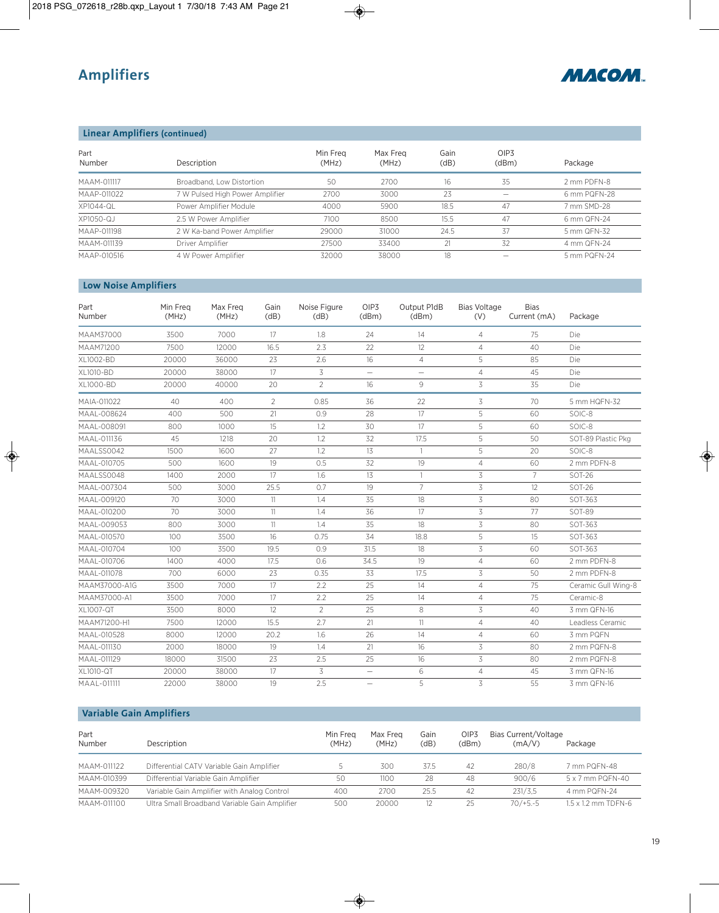# Amplifiers

## Linear Amplifiers (continued)

| Part Number | Description | Min Freq (MHz) | Max Freq (MHz) | Gain (dB) | OIP3 (dBm) | Package |
|---|---|---|---|---|---|---|
| MAAM-011117 | Broadband, Low Distortion | 50 | 2700 | 16 | 35 | 2 mm PDFN-8 |
| MAAP-011022 | 7 W Pulsed High Power Amplifier | 2700 | 3000 | 23 | — | 6 mm PQFN-28 |
| XP1044-QL | Power Amplifier Module | 4000 | 5900 | 18.5 | 47 | 7 mm SMD-28 |
| XP1050-QJ | 2.5 W Power Amplifier | 7100 | 8500 | 15.5 | 47 | 6 mm QFN-24 |
| MAAP-011198 | 2 W Ka-band Power Amplifier | 29000 | 31000 | 24.5 | 37 | 5 mm QFN-32 |
| MAAM-011139 | Driver Amplifier | 27500 | 33400 | 21 | 32 | 4 mm QFN-24 |
| MAAP-010516 | 4 W Power Amplifier | 32000 | 38000 | 18 | — | 5 mm PQFN-24 |

## Low Noise Amplifiers

| Part Number | Min Freq (MHz) | Max Freq (MHz) | Gain (dB) | Noise Figure (dB) | OIP3 (dBm) | Output P1dB (dBm) | Bias Voltage (V) | Bias Current (mA) | Package |
|---|---|---|---|---|---|---|---|---|---|
| MAAM37000 | 3500 | 7000 | 17 | 1.8 | 24 | 14 | 4 | 75 | Die |
| MAAM71200 | 7500 | 12000 | 16.5 | 2.3 | 22 | 12 | 4 | 40 | Die |
| XL1002-BD | 20000 | 36000 | 23 | 2.6 | 16 | 4 | 5 | 85 | Die |
| XL1010-BD | 20000 | 38000 | 17 | 3 | — | — | 4 | 45 | Die |
| XL1000-BD | 20000 | 40000 | 20 | 2 | 16 | 9 | 3 | 35 | Die |
| MAIA-011022 | 40 | 400 | 2 | 0.85 | 36 | 22 | 3 | 70 | 5 mm HQFN-32 |
| MAAL-008624 | 400 | 500 | 21 | 0.9 | 28 | 17 | 5 | 60 | SOIC-8 |
| MAAL-008091 | 800 | 1000 | 15 | 1.2 | 30 | 17 | 5 | 60 | SOIC-8 |
| MAAL-011136 | 45 | 1218 | 20 | 1.2 | 32 | 17.5 | 5 | 50 | SOT-89 Plastic Pkg |
| MAALSS0042 | 1500 | 1600 | 27 | 1.2 | 13 | 1 | 5 | 20 | SOIC-8 |
| MAAL-010705 | 500 | 1600 | 19 | 0.5 | 32 | 19 | 4 | 60 | 2 mm PDFN-8 |
| MAALSS0048 | 1400 | 2000 | 17 | 1.6 | 13 | 1 | 3 | 7 | SOT-26 |
| MAAL-007304 | 500 | 3000 | 25.5 | 0.7 | 19 | 7 | 3 | 12 | SOT-26 |
| MAAL-009120 | 70 | 3000 | 11 | 1.4 | 35 | 18 | 3 | 80 | SOT-363 |
| MAAL-010200 | 70 | 3000 | 11 | 1.4 | 36 | 17 | 3 | 77 | SOT-89 |
| MAAL-009053 | 800 | 3000 | 11 | 1.4 | 35 | 18 | 3 | 80 | SOT-363 |
| MAAL-010570 | 100 | 3500 | 16 | 0.75 | 34 | 18.8 | 5 | 15 | SOT-363 |
| MAAL-010704 | 100 | 3500 | 19.5 | 0.9 | 31.5 | 18 | 3 | 60 | SOT-363 |
| MAAL-010706 | 1400 | 4000 | 17.5 | 0.6 | 34.5 | 19 | 4 | 60 | 2 mm PDFN-8 |
| MAAL-011078 | 700 | 6000 | 23 | 0.35 | 33 | 17.5 | 3 | 50 | 2 mm PDFN-8 |
| MAAM37000-A1G | 3500 | 7000 | 17 | 2.2 | 25 | 14 | 4 | 75 | Ceramic Gull Wing-8 |
| MAAM37000-A1 | 3500 | 7000 | 17 | 2.2 | 25 | 14 | 4 | 75 | Ceramic-8 |
| XL1007-QT | 3500 | 8000 | 12 | 2 | 25 | 8 | 3 | 40 | 3 mm QFN-16 |
| MAAM71200-H1 | 7500 | 12000 | 15.5 | 2.7 | 21 | 11 | 4 | 40 | Leadless Ceramic |
| MAAL-010528 | 8000 | 12000 | 20.2 | 1.6 | 26 | 14 | 4 | 60 | 3 mm PQFN |
| MAAL-011130 | 2000 | 18000 | 19 | 1.4 | 21 | 16 | 3 | 80 | 2 mm PQFN-8 |
| MAAL-011129 | 18000 | 31500 | 23 | 2.5 | 25 | 16 | 3 | 80 | 2 mm PQFN-8 |
| XL1010-QT | 20000 | 38000 | 17 | 3 | — | 6 | 4 | 45 | 3 mm QFN-16 |
| MAAL-011111 | 22000 | 38000 | 19 | 2.5 | — | 5 | 3 | 55 | 3 mm QFN-16 |

## Variable Gain Amplifiers

| Part Number | Description | Min Freq (MHz) | Max Freq (MHz) | Gain (dB) | OIP3 (dBm) | Bias Current/Voltage (mA/V) | Package |
|---|---|---|---|---|---|---|---|
| MAAM-011122 | Differential CATV Variable Gain Amplifier | 5 | 300 | 37.5 | 42 | 280/8 | 7 mm PQFN-48 |
| MAAM-010399 | Differential Variable Gain Amplifier | 50 | 1100 | 28 | 48 | 900/6 | 5 x 7 mm PQFN-40 |
| MAAM-009320 | Variable Gain Amplifier with Analog Control | 400 | 2700 | 25.5 | 42 | 231/3,5 | 4 mm PQFN-24 |
| MAAM-011100 | Ultra Small Broadband Variable Gain Amplifier | 500 | 20000 | 12 | 25 | 70/+5.-5 | 1.5 x 1.2 mm TDFN-6 |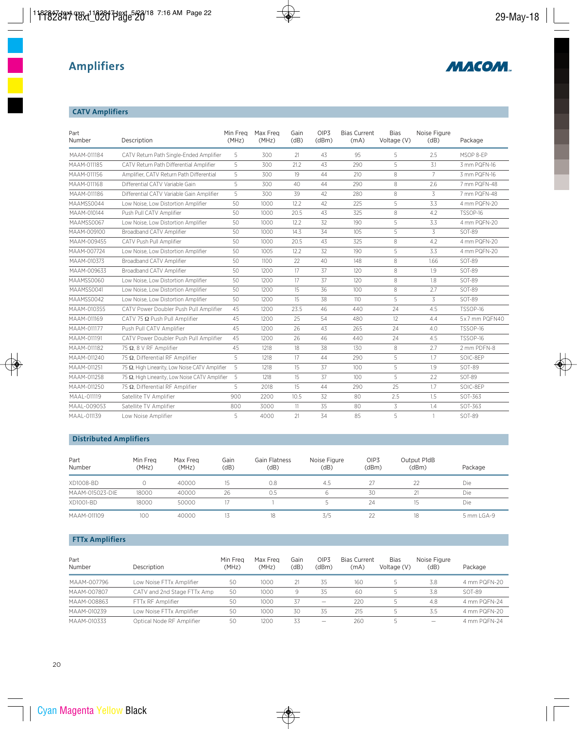# Amplifiers

MACOM

## CATV Amplifiers

| Part Number | Description | Min Freq (MHz) | Max Freq (MHz) | Gain (dB) | OIP3 (dBm) | Bias Current (mA) | Bias Voltage (V) | Noise Figure (dB) | Package |
|---|---|---|---|---|---|---|---|---|---|
| MAAM-011184 | CATV Return Path Single-Ended Amplifier | 5 | 300 | 21 | 43 | 95 | 5 | 2.5 | MSOP 8-EP |
| MAAM-011185 | CATV Return Path Differential Amplifier | 5 | 300 | 21.2 | 43 | 290 | 5 | 3.1 | 3 mm PQFN-16 |
| MAAM-011156 | Amplifier, CATV Return Path Differential | 5 | 300 | 19 | 44 | 210 | 8 | 7 | 3 mm PQFN-16 |
| MAAM-011168 | Differential CATV Variable Gain | 5 | 300 | 40 | 44 | 290 | 8 | 2.6 | 7 mm PQFN-48 |
| MAAM-011186 | Differential CATV Variable Gain Amplifier | 5 | 300 | 39 | 42 | 280 | 8 | 3 | 7 mm PQFN-48 |
| MAAMSS0044 | Low Noise, Low Distortion Amplifier | 50 | 1000 | 12.2 | 42 | 225 | 5 | 3.3 | 4 mm PQFN-20 |
| MAAM-010144 | Push Pull CATV Amplifier | 50 | 1000 | 20.5 | 43 | 325 | 8 | 4.2 | TSSOP-16 |
| MAAMSS0067 | Low Noise, Low Distortion Amplifier | 50 | 1000 | 12.2 | 32 | 190 | 5 | 3.3 | 4 mm PQFN-20 |
| MAAM-009100 | Broadband CATV Amplifier | 50 | 1000 | 14.3 | 34 | 105 | 5 | 3 | SOT-89 |
| MAAM-009455 | CATV Push Pull Amplifier | 50 | 1000 | 20.5 | 43 | 325 | 8 | 4.2 | 4 mm PQFN-20 |
| MAAM-007724 | Low Noise, Low Distortion Amplifier | 50 | 1005 | 12.2 | 32 | 190 | 5 | 3.3 | 4 mm PQFN-20 |
| MAAM-010373 | Broadband CATV Amplifier | 50 | 1100 | 22 | 40 | 148 | 8 | 1.66 | SOT-89 |
| MAAM-009633 | Broadband CATV Amplifier | 50 | 1200 | 17 | 37 | 120 | 8 | 1.9 | SOT-89 |
| MAAMSS0060 | Low Noise, Low Distortion Amplifier | 50 | 1200 | 17 | 37 | 120 | 8 | 1.8 | SOT-89 |
| MAAMSS0041 | Low Noise, Low Distortion Amplifier | 50 | 1200 | 15 | 36 | 100 | 8 | 2.7 | SOT-89 |
| MAAMSS0042 | Low Noise, Low Distortion Amplifier | 50 | 1200 | 15 | 38 | 110 | 5 | 3 | SOT-89 |
| MAAM-010355 | CATV Power Doubler Push Pull Amplifier | 45 | 1200 | 23.5 | 46 | 440 | 24 | 4.5 | TSSOP-16 |
| MAAM-011169 | CATV 75 Ω Push Pull Amplifier | 45 | 1200 | 25 | 54 | 480 | 12 | 4.4 | 5x7 mm PQFN40 |
| MAAM-011177 | Push Pull CATV Amplifier | 45 | 1200 | 26 | 43 | 265 | 24 | 4.0 | TSSOP-16 |
| MAAM-011191 | CATV Power Doubler Push Pull Amplifier | 45 | 1200 | 26 | 46 | 440 | 24 | 4.5 | TSSOP-16 |
| MAAM-011182 | 75 Ω, 8 V RF Amplifier | 45 | 1218 | 18 | 38 | 130 | 8 | 2.7 | 2 mm PDFN-8 |
| MAAM-011240 | 75 Ω, Differential RF Amplifier | 5 | 1218 | 17 | 44 | 290 | 5 | 1.7 | SOIC-8EP |
| MAAM-011251 | 75 Ω, High Linearity, Low Noise CATV Amplifier | 5 | 1218 | 15 | 37 | 100 | 5 | 1.9 | SOT-89 |
| MAAM-011258 | 75 Ω, High Linearity, Low Noise CATV Amplifier | 5 | 1218 | 15 | 37 | 100 | 5 | 2.2 | SOT-89 |
| MAAM-011250 | 75 Ω, Differential RF Amplifier | 5 | 2018 | 15 | 44 | 290 | 25 | 1.7 | SOIC-8EP |
| MAAL-011119 | Satellite TV Amplifier | 900 | 2200 | 10.5 | 32 | 80 | 2.5 | 1.5 | SOT-363 |
| MAAL-009053 | Satellite TV Amplifier | 800 | 3000 | 11 | 35 | 80 | 3 | 1.4 | SOT-363 |
| MAAL-011139 | Low Noise Amplifier | 5 | 4000 | 21 | 34 | 85 | 5 | 1 | SOT-89 |

## Distributed Amplifiers

| Part Number | Min Freq (MHz) | Max Freq (MHz) | Gain (dB) | Gain Flatness (dB) | Noise Figure (dB) | OIP3 (dBm) | Output P1dB (dBm) | Package |
|---|---|---|---|---|---|---|---|---|
| XD1008-BD | 0 | 40000 | 15 | 0.8 | 4.5 | 27 | 22 | Die |
| MAAM-015023-DIE | 18000 | 40000 | 26 | 0.5 | 6 | 30 | 21 | Die |
| XD1001-BD | 18000 | 50000 | 17 | 1 | 5 | 24 | 15 | Die |
| MAAM-011109 | 100 | 40000 | 13 | 18 | 3/5 | 22 | 18 | 5 mm LGA-9 |

## FTTx Amplifiers

| Part Number | Description | Min Freq (MHz) | Max Freq (MHz) | Gain (dB) | OIP3 (dBm) | Bias Current (mA) | Bias Voltage (V) | Noise Figure (dB) | Package |
|---|---|---|---|---|---|---|---|---|---|
| MAAM-007796 | Low Noise FTTx Amplifier | 50 | 1000 | 21 | 35 | 160 | 5 | 3.8 | 4 mm PQFN-20 |
| MAAM-007807 | CATV and 2nd Stage FTTx Amp | 50 | 1000 | 9 | 35 | 60 | 5 | 3.8 | SOT-89 |
| MAAM-008863 | FTTx RF Amplifier | 50 | 1000 | 37 | — | 220 | 5 | 4.8 | 4 mm PQFN-24 |
| MAAM-010239 | Low Noise FTTx Amplifier | 50 | 1000 | 30 | 35 | 215 | 5 | 3.5 | 4 mm PQFN-20 |
| MAAM-010333 | Optical Node RF Amplifier | 50 | 1200 | 33 | — | 260 | 5 | — | 4 mm PQFN-24 |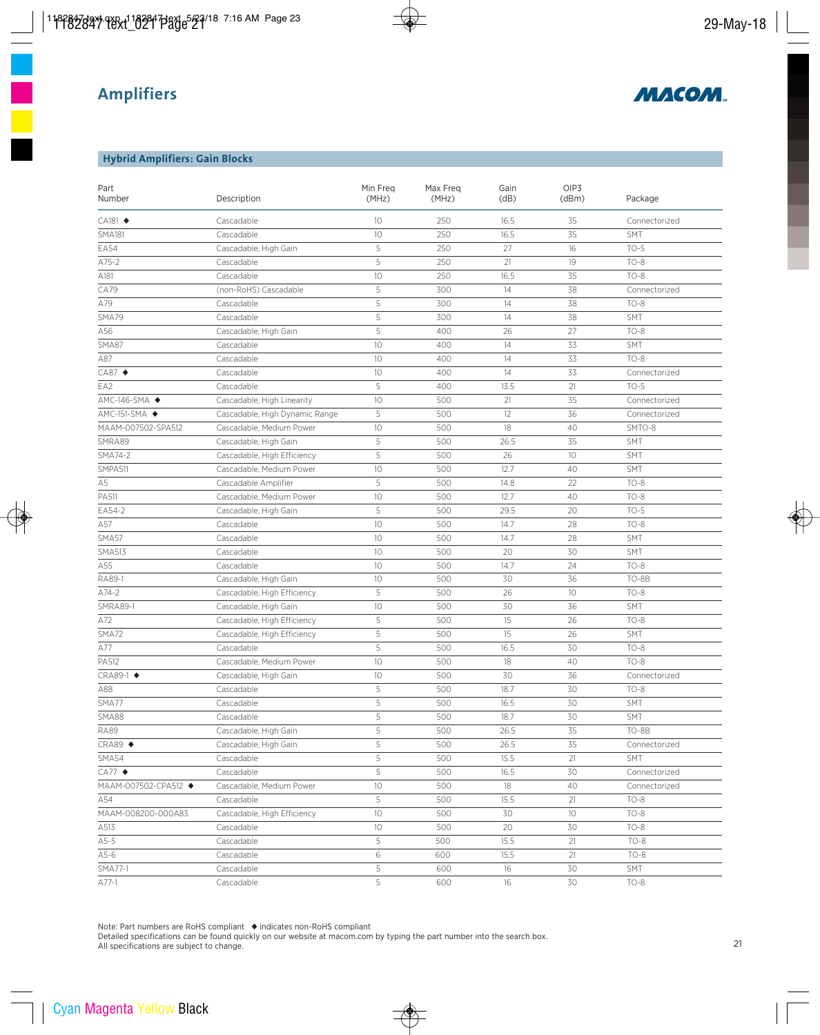# Amplifiers

## Hybrid Amplifiers: Gain Blocks

| Part Number | Description | Min Freq (MHz) | Max Freq (MHz) | Gain (dB) | OIP3 (dBm) | Package |
|---|---|---|---|---|---|---|
| CA181 ◆ | Cascadable | 10 | 250 | 16.5 | 35 | Connectorized |
| SMA181 | Cascadable | 10 | 250 | 16.5 | 35 | SMT |
| EA54 | Cascadable, High Gain | 5 | 250 | 27 | 16 | TO-5 |
| A75-2 | Cascadable | 5 | 250 | 21 | 19 | TO-8 |
| A181 | Cascadable | 10 | 250 | 16.5 | 35 | TO-8 |
| CA79 | (non-RoHS) Cascadable | 5 | 300 | 14 | 38 | Connectorized |
| A79 | Cascadable | 5 | 300 | 14 | 38 | TO-8 |
| SMA79 | Cascadable | 5 | 300 | 14 | 38 | SMT |
| A56 | Cascadable, High Gain | 5 | 400 | 26 | 27 | TO-8 |
| SMA87 | Cascadable | 10 | 400 | 14 | 33 | SMT |
| A87 | Cascadable | 10 | 400 | 14 | 33 | TO-8 |
| CA87 ◆ | Cascadable | 10 | 400 | 14 | 33 | Connectorized |
| EA2 | Cascadable | 5 | 400 | 13.5 | 21 | TO-5 |
| AMC-146-SMA ◆ | Cascadable, High Linearity | 10 | 500 | 21 | 35 | Connectorized |
| AMC-151-SMA ◆ | Cascadable, High Dynamic Range | 5 | 500 | 12 | 36 | Connectorized |
| MAAM-007502-SPA512 | Cascadable, Medium Power | 10 | 500 | 18 | 40 | SMTO-8 |
| SMRA89 | Cascadable, High Gain | 5 | 500 | 26.5 | 35 | SMT |
| SMA74-2 | Cascadable, High Efficiency | 5 | 500 | 26 | 10 | SMT |
| SMPA511 | Cascadable, Medium Power | 10 | 500 | 12.7 | 40 | SMT |
| A5 | Cascadable Amplifier | 5 | 500 | 14.8 | 22 | TO-8 |
| PA511 | Cascadable, Medium Power | 10 | 500 | 12.7 | 40 | TO-8 |
| EA54-2 | Cascadable, High Gain | 5 | 500 | 29.5 | 20 | TO-5 |
| A57 | Cascadable | 10 | 500 | 14.7 | 28 | TO-8 |
| SMA57 | Cascadable | 10 | 500 | 14.7 | 28 | SMT |
| SMA513 | Cascadable | 10 | 500 | 20 | 30 | SMT |
| A55 | Cascadable | 10 | 500 | 14.7 | 24 | TO-8 |
| RA89-1 | Cascadable, High Gain | 10 | 500 | 30 | 36 | TO-8B |
| A74-2 | Cascadable, High Efficiency | 5 | 500 | 26 | 10 | TO-8 |
| SMRA89-1 | Cascadable, High Gain | 10 | 500 | 30 | 36 | SMT |
| A72 | Cascadable, High Efficiency | 5 | 500 | 15 | 26 | TO-8 |
| SMA72 | Cascadable, High Efficiency | 5 | 500 | 15 | 26 | SMT |
| A77 | Cascadable | 5 | 500 | 16.5 | 30 | TO-8 |
| PA512 | Cascadable, Medium Power | 10 | 500 | 18 | 40 | TO-8 |
| CRA89-1 ◆ | Cascadable, High Gain | 10 | 500 | 30 | 36 | Connectorized |
| A88 | Cascadable | 5 | 500 | 18.7 | 30 | TO-8 |
| SMA77 | Cascadable | 5 | 500 | 16.5 | 30 | SMT |
| SMA88 | Cascadable | 5 | 500 | 18.7 | 30 | SMT |
| RA89 | Cascadable, High Gain | 5 | 500 | 26.5 | 35 | TO-8B |
| CRA89 ◆ | Cascadable, High Gain | 5 | 500 | 26.5 | 35 | Connectorized |
| SMA54 | Cascadable | 5 | 500 | 15.5 | 21 | SMT |
| CA77 ◆ | Cascadable | 5 | 500 | 16.5 | 30 | Connectorized |
| MAAM-007502-CPA512 ◆ | Cascadable, Medium Power | 10 | 500 | 18 | 40 | Connectorized |
| A54 | Cascadable | 5 | 500 | 15.5 | 21 | TO-8 |
| MAAM-008200-000A83 | Cascadable, High Efficiency | 10 | 500 | 30 | 10 | TO-8 |
| A513 | Cascadable | 10 | 500 | 20 | 30 | TO-8 |
| A5-5 | Cascadable | 5 | 500 | 15.5 | 21 | TO-8 |
| A5-6 | Cascadable | 6 | 600 | 15.5 | 21 | TO-8 |
| SMA77-1 | Cascadable | 5 | 600 | 16 | 30 | SMT |
| A77-1 | Cascadable | 5 | 600 | 16 | 30 | TO-8 |

Note: Part numbers are RoHS compliant ◆ indicates non-RoHS compliant
Detailed specifications can be found quickly on our website at macom.com by typing the part number into the search box.
All specifications are subject to change.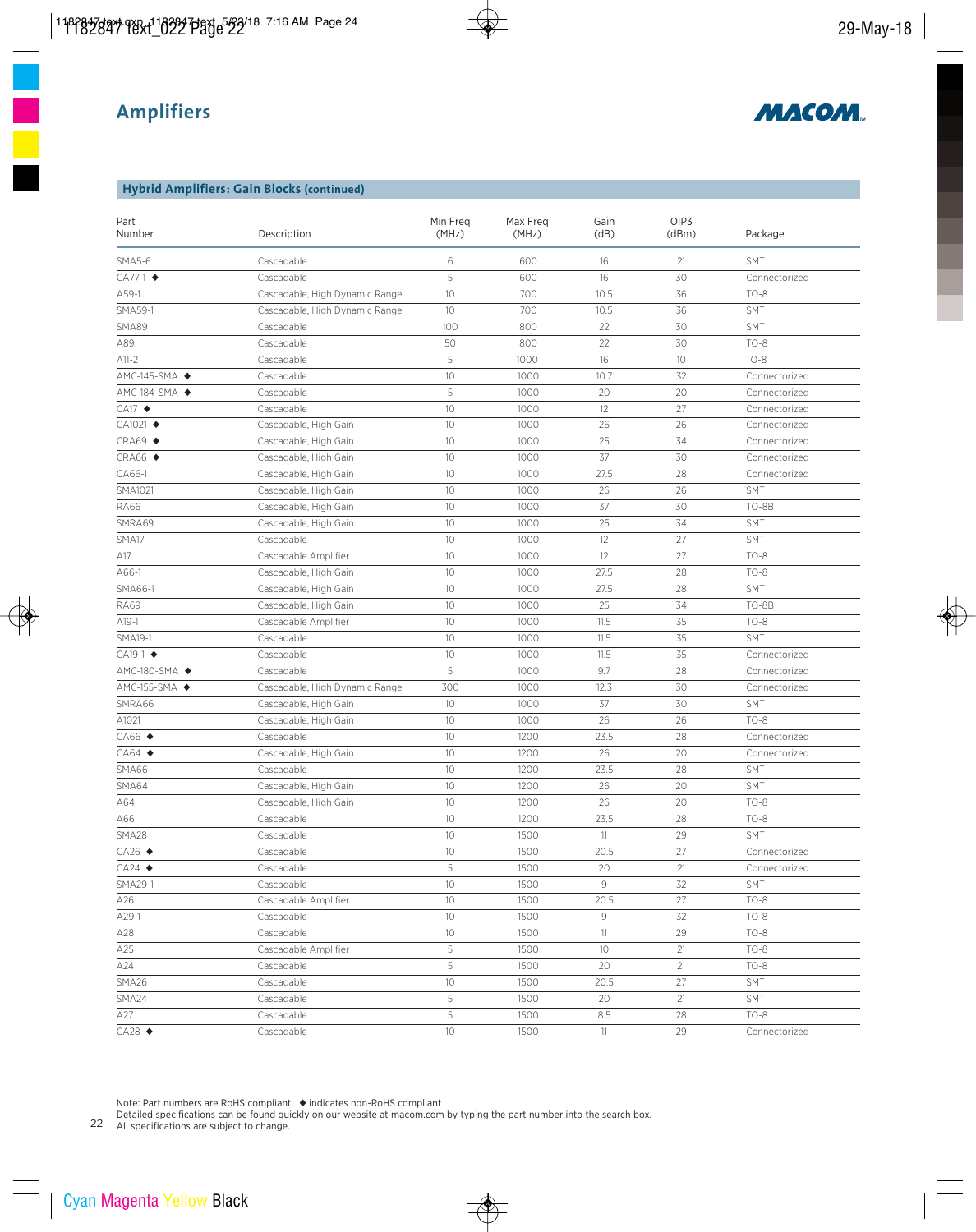# Amplifiers

## Hybrid Amplifiers: Gain Blocks (continued)

| Part Number | Description | Min Freq (MHz) | Max Freq (MHz) | Gain (dB) | OIP3 (dBm) | Package |
|---|---|---|---|---|---|---|
| SMA5-6 | Cascadable | 6 | 600 | 16 | 21 | SMT |
| CA77-1 ◆ | Cascadable | 5 | 600 | 16 | 30 | Connectorized |
| A59-1 | Cascadable, High Dynamic Range | 10 | 700 | 10.5 | 36 | TO-8 |
| SMA59-1 | Cascadable, High Dynamic Range | 10 | 700 | 10.5 | 36 | SMT |
| SMA89 | Cascadable | 100 | 800 | 22 | 30 | SMT |
| A89 | Cascadable | 50 | 800 | 22 | 30 | TO-8 |
| A11-2 | Cascadable | 5 | 1000 | 16 | 10 | TO-8 |
| AMC-145-SMA ◆ | Cascadable | 10 | 1000 | 10.7 | 32 | Connectorized |
| AMC-184-SMA ◆ | Cascadable | 5 | 1000 | 20 | 20 | Connectorized |
| CA17 ◆ | Cascadable | 10 | 1000 | 12 | 27 | Connectorized |
| CA1021 ◆ | Cascadable, High Gain | 10 | 1000 | 26 | 26 | Connectorized |
| CRA69 ◆ | Cascadable, High Gain | 10 | 1000 | 25 | 34 | Connectorized |
| CRA66 ◆ | Cascadable, High Gain | 10 | 1000 | 37 | 30 | Connectorized |
| CA66-1 | Cascadable, High Gain | 10 | 1000 | 27.5 | 28 | Connectorized |
| SMA1021 | Cascadable, High Gain | 10 | 1000 | 26 | 26 | SMT |
| RA66 | Cascadable, High Gain | 10 | 1000 | 37 | 30 | TO-8B |
| SMRA69 | Cascadable, High Gain | 10 | 1000 | 25 | 34 | SMT |
| SMA17 | Cascadable | 10 | 1000 | 12 | 27 | SMT |
| A17 | Cascadable Amplifier | 10 | 1000 | 12 | 27 | TO-8 |
| A66-1 | Cascadable, High Gain | 10 | 1000 | 27.5 | 28 | TO-8 |
| SMA66-1 | Cascadable, High Gain | 10 | 1000 | 27.5 | 28 | SMT |
| RA69 | Cascadable, High Gain | 10 | 1000 | 25 | 34 | TO-8B |
| A19-1 | Cascadable Amplifier | 10 | 1000 | 11.5 | 35 | TO-8 |
| SMA19-1 | Cascadable | 10 | 1000 | 11.5 | 35 | SMT |
| CA19-1 ◆ | Cascadable | 10 | 1000 | 11.5 | 35 | Connectorized |
| AMC-180-SMA ◆ | Cascadable | 5 | 1000 | 9.7 | 28 | Connectorized |
| AMC-155-SMA ◆ | Cascadable, High Dynamic Range | 300 | 1000 | 12.3 | 30 | Connectorized |
| SMRA66 | Cascadable, High Gain | 10 | 1000 | 37 | 30 | SMT |
| A1021 | Cascadable, High Gain | 10 | 1000 | 26 | 26 | TO-8 |
| CA66 ◆ | Cascadable | 10 | 1200 | 23.5 | 28 | Connectorized |
| CA64 ◆ | Cascadable, High Gain | 10 | 1200 | 26 | 20 | Connectorized |
| SMA66 | Cascadable | 10 | 1200 | 23.5 | 28 | SMT |
| SMA64 | Cascadable, High Gain | 10 | 1200 | 26 | 20 | SMT |
| A64 | Cascadable, High Gain | 10 | 1200 | 26 | 20 | TO-8 |
| A66 | Cascadable | 10 | 1200 | 23.5 | 28 | TO-8 |
| SMA28 | Cascadable | 10 | 1500 | 11 | 29 | SMT |
| CA26 ◆ | Cascadable | 10 | 1500 | 20.5 | 27 | Connectorized |
| CA24 ◆ | Cascadable | 5 | 1500 | 20 | 21 | Connectorized |
| SMA29-1 | Cascadable | 10 | 1500 | 9 | 32 | SMT |
| A26 | Cascadable Amplifier | 10 | 1500 | 20.5 | 27 | TO-8 |
| A29-1 | Cascadable | 10 | 1500 | 9 | 32 | TO-8 |
| A28 | Cascadable | 10 | 1500 | 11 | 29 | TO-8 |
| A25 | Cascadable Amplifier | 5 | 1500 | 10 | 21 | TO-8 |
| A24 | Cascadable | 5 | 1500 | 20 | 21 | TO-8 |
| SMA26 | Cascadable | 10 | 1500 | 20.5 | 27 | SMT |
| SMA24 | Cascadable | 5 | 1500 | 20 | 21 | SMT |
| A27 | Cascadable | 5 | 1500 | 8.5 | 28 | TO-8 |
| CA28 ◆ | Cascadable | 10 | 1500 | 11 | 29 | Connectorized |

Note: Part numbers are RoHS compliant ◆ indicates non-RoHS compliant
Detailed specifications can be found quickly on our website at macom.com by typing the part number into the search box.
All specifications are subject to change.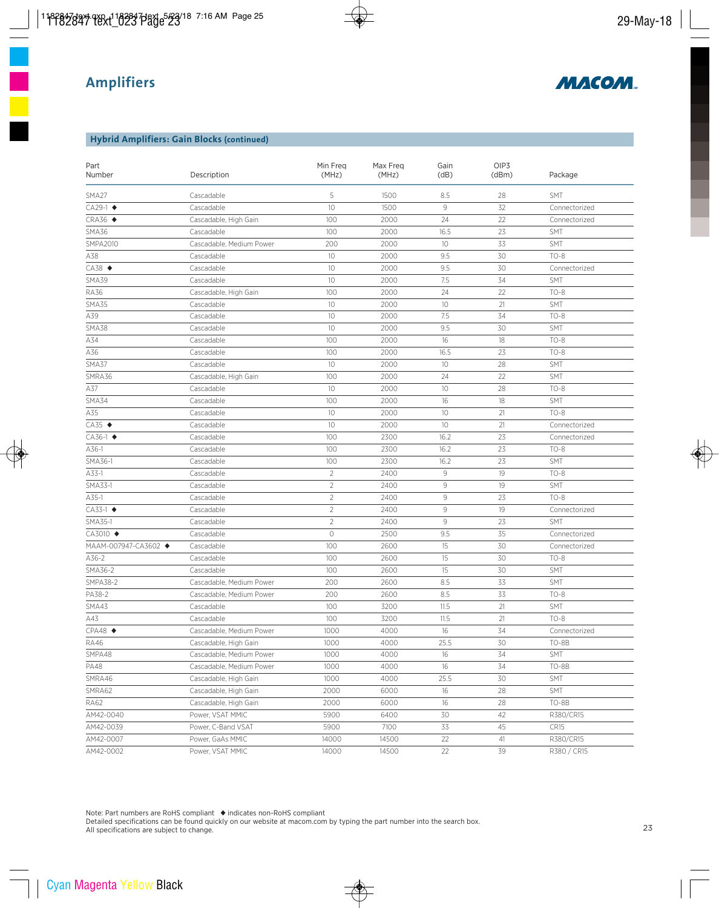# Amplifiers

MACOM

## Hybrid Amplifiers: Gain Blocks (continued)

| Part Number | Description | Min Freq (MHz) | Max Freq (MHz) | Gain (dB) | OIP3 (dBm) | Package |
|---|---|---|---|---|---|---|
| SMA27 | Cascadable | 5 | 1500 | 8.5 | 28 | SMT |
| CA29-1 ◆ | Cascadable | 10 | 1500 | 9 | 32 | Connectorized |
| CRA36 ◆ | Cascadable, High Gain | 100 | 2000 | 24 | 22 | Connectorized |
| SMA36 | Cascadable | 100 | 2000 | 16.5 | 23 | SMT |
| SMPA2010 | Cascadable, Medium Power | 200 | 2000 | 10 | 33 | SMT |
| A38 | Cascadable | 10 | 2000 | 9.5 | 30 | TO-8 |
| CA38 ◆ | Cascadable | 10 | 2000 | 9.5 | 30 | Connectorized |
| SMA39 | Cascadable | 10 | 2000 | 7.5 | 34 | SMT |
| RA36 | Cascadable, High Gain | 100 | 2000 | 24 | 22 | TO-8 |
| SMA35 | Cascadable | 10 | 2000 | 10 | 21 | SMT |
| A39 | Cascadable | 10 | 2000 | 7.5 | 34 | TO-8 |
| SMA38 | Cascadable | 10 | 2000 | 9.5 | 30 | SMT |
| A34 | Cascadable | 100 | 2000 | 16 | 18 | TO-8 |
| A36 | Cascadable | 100 | 2000 | 16.5 | 23 | TO-8 |
| SMA37 | Cascadable | 10 | 2000 | 10 | 28 | SMT |
| SMRA36 | Cascadable, High Gain | 100 | 2000 | 24 | 22 | SMT |
| A37 | Cascadable | 10 | 2000 | 10 | 28 | TO-8 |
| SMA34 | Cascadable | 100 | 2000 | 16 | 18 | SMT |
| A35 | Cascadable | 10 | 2000 | 10 | 21 | TO-8 |
| CA35 ◆ | Cascadable | 10 | 2000 | 10 | 21 | Connectorized |
| CA36-1 ◆ | Cascadable | 100 | 2300 | 16.2 | 23 | Connectorized |
| A36-1 | Cascadable | 100 | 2300 | 16.2 | 23 | TO-8 |
| SMA36-1 | Cascadable | 100 | 2300 | 16.2 | 23 | SMT |
| A33-1 | Cascadable | 2 | 2400 | 9 | 19 | TO-8 |
| SMA33-1 | Cascadable | 2 | 2400 | 9 | 19 | SMT |
| A35-1 | Cascadable | 2 | 2400 | 9 | 23 | TO-8 |
| CA33-1 ◆ | Cascadable | 2 | 2400 | 9 | 19 | Connectorized |
| SMA35-1 | Cascadable | 2 | 2400 | 9 | 23 | SMT |
| CA3010 ◆ | Cascadable | 0 | 2500 | 9.5 | 35 | Connectorized |
| MAAM-007947-CA3602 ◆ | Cascadable | 100 | 2600 | 15 | 30 | Connectorized |
| A36-2 | Cascadable | 100 | 2600 | 15 | 30 | TO-8 |
| SMA36-2 | Cascadable | 100 | 2600 | 15 | 30 | SMT |
| SMPA38-2 | Cascadable, Medium Power | 200 | 2600 | 8.5 | 33 | SMT |
| PA38-2 | Cascadable, Medium Power | 200 | 2600 | 8.5 | 33 | TO-8 |
| SMA43 | Cascadable | 100 | 3200 | 11.5 | 21 | SMT |
| A43 | Cascadable | 100 | 3200 | 11.5 | 21 | TO-8 |
| CPA48 ◆ | Cascadable, Medium Power | 1000 | 4000 | 16 | 34 | Connectorized |
| RA46 | Cascadable, High Gain | 1000 | 4000 | 25.5 | 30 | TO-8B |
| SMPA48 | Cascadable, Medium Power | 1000 | 4000 | 16 | 34 | SMT |
| PA48 | Cascadable, Medium Power | 1000 | 4000 | 16 | 34 | TO-8B |
| SMRA46 | Cascadable, High Gain | 1000 | 4000 | 25.5 | 30 | SMT |
| SMRA62 | Cascadable, High Gain | 2000 | 6000 | 16 | 28 | SMT |
| RA62 | Cascadable, High Gain | 2000 | 6000 | 16 | 28 | TO-8B |
| AM42-0040 | Power, VSAT MMIC | 5900 | 6400 | 30 | 42 | R380/CR15 |
| AM42-0039 | Power, C-Band VSAT | 5900 | 7100 | 33 | 45 | CR15 |
| AM42-0007 | Power, GaAs MMIC | 14000 | 14500 | 22 | 41 | R380/CR15 |
| AM42-0002 | Power, VSAT MMIC | 14000 | 14500 | 22 | 39 | R380 / CR15 |

Note: Part numbers are RoHS compliant ◆ indicates non-RoHS compliant
Detailed specifications can be found quickly on our website at macom.com by typing the part number into the search box.
All specifications are subject to change.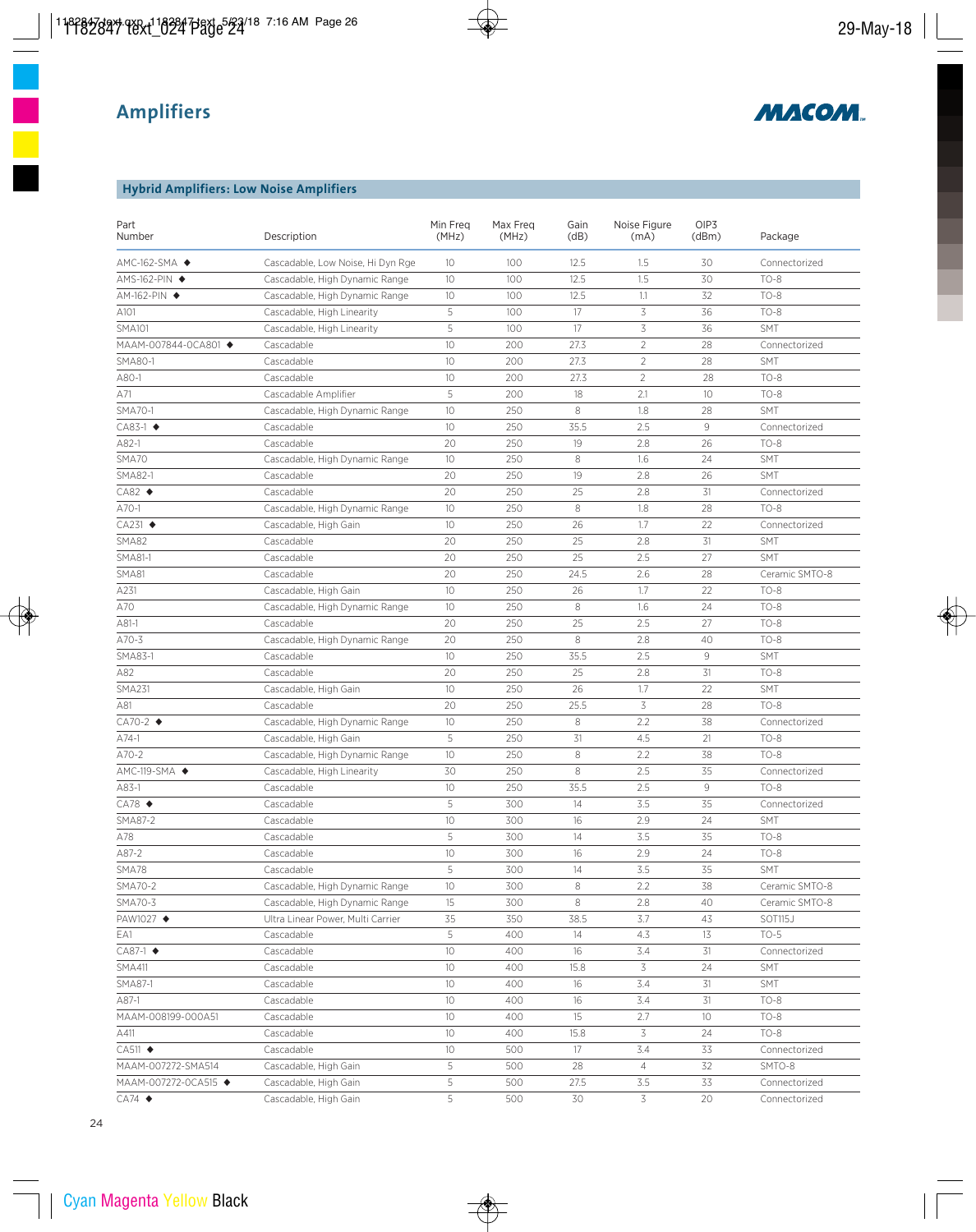# Amplifiers

MACOM

## Hybrid Amplifiers: Low Noise Amplifiers

| Part Number | Description | Min Freq (MHz) | Max Freq (MHz) | Gain (dB) | Noise Figure (mA) | OIP3 (dBm) | Package |
|---|---|---|---|---|---|---|---|
| AMC-162-SMA ◆ | Cascadable, Low Noise, Hi Dyn Rge | 10 | 100 | 12.5 | 1.5 | 30 | Connectorized |
| AMS-162-PIN ◆ | Cascadable, High Dynamic Range | 10 | 100 | 12.5 | 1.5 | 30 | TO-8 |
| AM-162-PIN ◆ | Cascadable, High Dynamic Range | 10 | 100 | 12.5 | 1.1 | 32 | TO-8 |
| A101 | Cascadable, High Linearity | 5 | 100 | 17 | 3 | 36 | TO-8 |
| SMA101 | Cascadable, High Linearity | 5 | 100 | 17 | 3 | 36 | SMT |
| MAAM-007844-0CA801 ◆ | Cascadable | 10 | 200 | 27.3 | 2 | 28 | Connectorized |
| SMA80-1 | Cascadable | 10 | 200 | 27.3 | 2 | 28 | SMT |
| A80-1 | Cascadable | 10 | 200 | 27.3 | 2 | 28 | TO-8 |
| A71 | Cascadable Amplifier | 5 | 200 | 18 | 2.1 | 10 | TO-8 |
| SMA70-1 | Cascadable, High Dynamic Range | 10 | 250 | 8 | 1.8 | 28 | SMT |
| CA83-1 ◆ | Cascadable | 10 | 250 | 35.5 | 2.5 | 9 | Connectorized |
| A82-1 | Cascadable | 20 | 250 | 19 | 2.8 | 26 | TO-8 |
| SMA70 | Cascadable, High Dynamic Range | 10 | 250 | 8 | 1.6 | 24 | SMT |
| SMA82-1 | Cascadable | 20 | 250 | 19 | 2.8 | 26 | SMT |
| CA82 ◆ | Cascadable | 20 | 250 | 25 | 2.8 | 31 | Connectorized |
| A70-1 | Cascadable, High Dynamic Range | 10 | 250 | 8 | 1.8 | 28 | TO-8 |
| CA231 ◆ | Cascadable, High Gain | 10 | 250 | 26 | 1.7 | 22 | Connectorized |
| SMA82 | Cascadable | 20 | 250 | 25 | 2.8 | 31 | SMT |
| SMA81-1 | Cascadable | 20 | 250 | 25 | 2.5 | 27 | SMT |
| SMA81 | Cascadable | 20 | 250 | 24.5 | 2.6 | 28 | Ceramic SMTO-8 |
| A231 | Cascadable, High Gain | 10 | 250 | 26 | 1.7 | 22 | TO-8 |
| A70 | Cascadable, High Dynamic Range | 10 | 250 | 8 | 1.6 | 24 | TO-8 |
| A81-1 | Cascadable | 20 | 250 | 25 | 2.5 | 27 | TO-8 |
| A70-3 | Cascadable, High Dynamic Range | 20 | 250 | 8 | 2.8 | 40 | TO-8 |
| SMA83-1 | Cascadable | 10 | 250 | 35.5 | 2.5 | 9 | SMT |
| A82 | Cascadable | 20 | 250 | 25 | 2.8 | 31 | TO-8 |
| SMA231 | Cascadable, High Gain | 10 | 250 | 26 | 1.7 | 22 | SMT |
| A81 | Cascadable | 20 | 250 | 25.5 | 3 | 28 | TO-8 |
| CA70-2 ◆ | Cascadable, High Dynamic Range | 10 | 250 | 8 | 2.2 | 38 | Connectorized |
| A74-1 | Cascadable, High Gain | 5 | 250 | 31 | 4.5 | 21 | TO-8 |
| A70-2 | Cascadable, High Dynamic Range | 10 | 250 | 8 | 2.2 | 38 | TO-8 |
| AMC-119-SMA ◆ | Cascadable, High Linearity | 30 | 250 | 8 | 2.5 | 35 | Connectorized |
| A83-1 | Cascadable | 10 | 250 | 35.5 | 2.5 | 9 | TO-8 |
| CA78 ◆ | Cascadable | 5 | 300 | 14 | 3.5 | 35 | Connectorized |
| SMA87-2 | Cascadable | 10 | 300 | 16 | 2.9 | 24 | SMT |
| A78 | Cascadable | 5 | 300 | 14 | 3.5 | 35 | TO-8 |
| A87-2 | Cascadable | 10 | 300 | 16 | 2.9 | 24 | TO-8 |
| SMA78 | Cascadable | 5 | 300 | 14 | 3.5 | 35 | SMT |
| SMA70-2 | Cascadable, High Dynamic Range | 10 | 300 | 8 | 2.2 | 38 | Ceramic SMTO-8 |
| SMA70-3 | Cascadable, High Dynamic Range | 15 | 300 | 8 | 2.8 | 40 | Ceramic SMTO-8 |
| PAW1027 ◆ | Ultra Linear Power, Multi Carrier | 35 | 350 | 38.5 | 3.7 | 43 | SOT115J |
| EA1 | Cascadable | 5 | 400 | 14 | 4.3 | 13 | TO-5 |
| CA87-1 ◆ | Cascadable | 10 | 400 | 16 | 3.4 | 31 | Connectorized |
| SMA411 | Cascadable | 10 | 400 | 15.8 | 3 | 24 | SMT |
| SMA87-1 | Cascadable | 10 | 400 | 16 | 3.4 | 31 | SMT |
| A87-1 | Cascadable | 10 | 400 | 16 | 3.4 | 31 | TO-8 |
| MAAM-008199-000A51 | Cascadable | 10 | 400 | 15 | 2.7 | 10 | TO-8 |
| A411 | Cascadable | 10 | 400 | 15.8 | 3 | 24 | TO-8 |
| CA511 ◆ | Cascadable | 10 | 500 | 17 | 3.4 | 33 | Connectorized |
| MAAM-007272-SMA514 | Cascadable, High Gain | 5 | 500 | 28 | 4 | 32 | SMTO-8 |
| MAAM-007272-0CA515 ◆ | Cascadable, High Gain | 5 | 500 | 27.5 | 3.5 | 33 | Connectorized |
| CA74 ◆ | Cascadable, High Gain | 5 | 500 | 30 | 3 | 20 | Connectorized |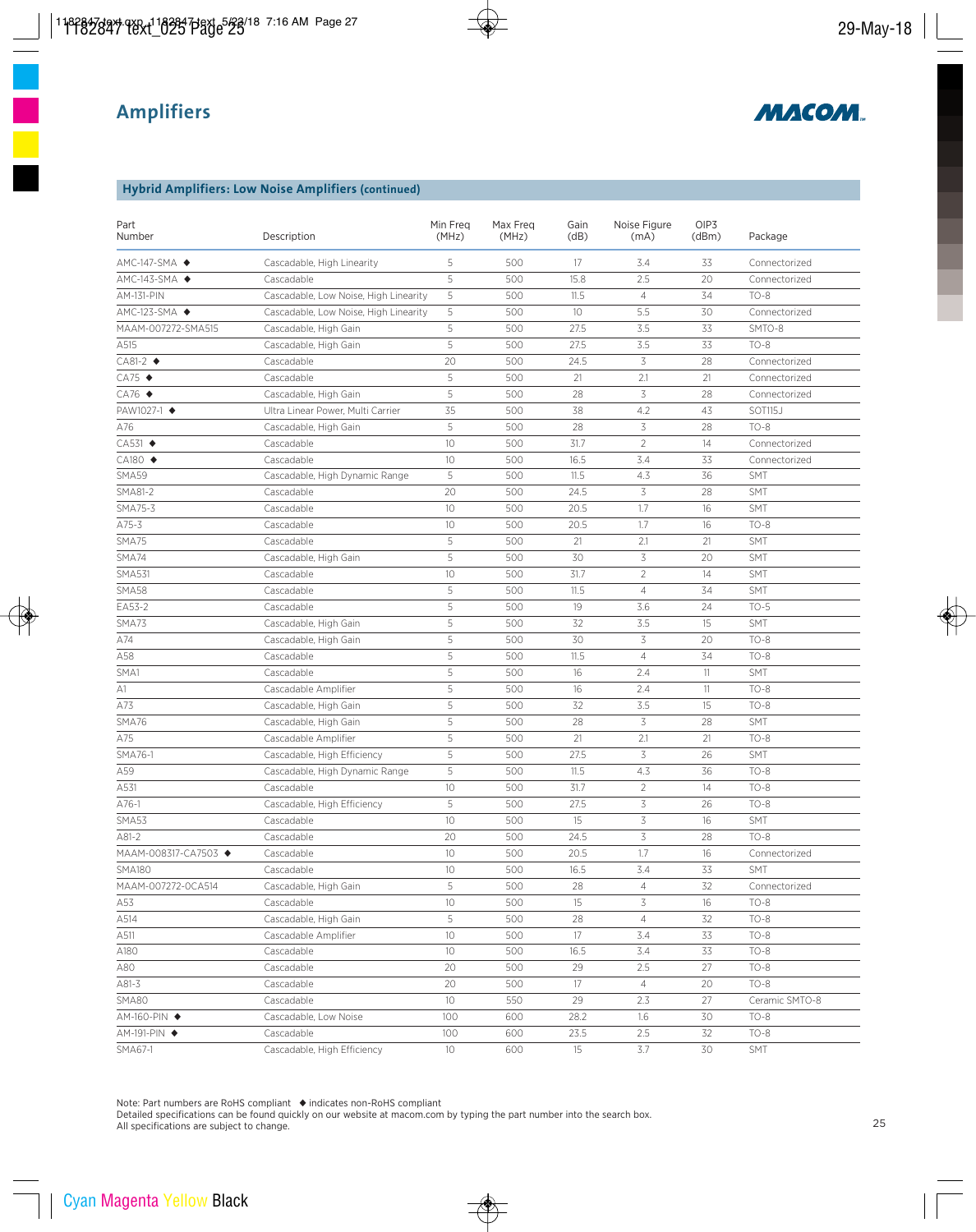# Amplifiers

## Hybrid Amplifiers: Low Noise Amplifiers (continued)

| Part Number | Description | Min Freq (MHz) | Max Freq (MHz) | Gain (dB) | Noise Figure (mA) | OIP3 (dBm) | Package |
|---|---|---|---|---|---|---|---|
| AMC-147-SMA ◆ | Cascadable, High Linearity | 5 | 500 | 17 | 3.4 | 33 | Connectorized |
| AMC-143-SMA ◆ | Cascadable | 5 | 500 | 15.8 | 2.5 | 20 | Connectorized |
| AM-131-PIN | Cascadable, Low Noise, High Linearity | 5 | 500 | 11.5 | 4 | 34 | TO-8 |
| AMC-123-SMA ◆ | Cascadable, Low Noise, High Linearity | 5 | 500 | 10 | 5.5 | 30 | Connectorized |
| MAAM-007272-SMA515 | Cascadable, High Gain | 5 | 500 | 27.5 | 3.5 | 33 | SMTO-8 |
| A515 | Cascadable, High Gain | 5 | 500 | 27.5 | 3.5 | 33 | TO-8 |
| CA81-2 ◆ | Cascadable | 20 | 500 | 24.5 | 3 | 28 | Connectorized |
| CA75 ◆ | Cascadable | 5 | 500 | 21 | 2.1 | 21 | Connectorized |
| CA76 ◆ | Cascadable, High Gain | 5 | 500 | 28 | 3 | 28 | Connectorized |
| PAW1027-1 ◆ | Ultra Linear Power, Multi Carrier | 35 | 500 | 38 | 4.2 | 43 | SOT115J |
| A76 | Cascadable, High Gain | 5 | 500 | 28 | 3 | 28 | TO-8 |
| CA531 ◆ | Cascadable | 10 | 500 | 31.7 | 2 | 14 | Connectorized |
| CA180 ◆ | Cascadable | 10 | 500 | 16.5 | 3.4 | 33 | Connectorized |
| SMA59 | Cascadable, High Dynamic Range | 5 | 500 | 11.5 | 4.3 | 36 | SMT |
| SMA81-2 | Cascadable | 20 | 500 | 24.5 | 3 | 28 | SMT |
| SMA75-3 | Cascadable | 10 | 500 | 20.5 | 1.7 | 16 | SMT |
| A75-3 | Cascadable | 10 | 500 | 20.5 | 1.7 | 16 | TO-8 |
| SMA75 | Cascadable | 5 | 500 | 21 | 2.1 | 21 | SMT |
| SMA74 | Cascadable, High Gain | 5 | 500 | 30 | 3 | 20 | SMT |
| SMA531 | Cascadable | 10 | 500 | 31.7 | 2 | 14 | SMT |
| SMA58 | Cascadable | 5 | 500 | 11.5 | 4 | 34 | SMT |
| EA53-2 | Cascadable | 5 | 500 | 19 | 3.6 | 24 | TO-5 |
| SMA73 | Cascadable, High Gain | 5 | 500 | 32 | 3.5 | 15 | SMT |
| A74 | Cascadable, High Gain | 5 | 500 | 30 | 3 | 20 | TO-8 |
| A58 | Cascadable | 5 | 500 | 11.5 | 4 | 34 | TO-8 |
| SMA1 | Cascadable | 5 | 500 | 16 | 2.4 | 11 | SMT |
| A1 | Cascadable Amplifier | 5 | 500 | 16 | 2.4 | 11 | TO-8 |
| A73 | Cascadable, High Gain | 5 | 500 | 32 | 3.5 | 15 | TO-8 |
| SMA76 | Cascadable, High Gain | 5 | 500 | 28 | 3 | 28 | SMT |
| A75 | Cascadable Amplifier | 5 | 500 | 21 | 2.1 | 21 | TO-8 |
| SMA76-1 | Cascadable, High Efficiency | 5 | 500 | 27.5 | 3 | 26 | SMT |
| A59 | Cascadable, High Dynamic Range | 5 | 500 | 11.5 | 4.3 | 36 | TO-8 |
| A531 | Cascadable | 10 | 500 | 31.7 | 2 | 14 | TO-8 |
| A76-1 | Cascadable, High Efficiency | 5 | 500 | 27.5 | 3 | 26 | TO-8 |
| SMA53 | Cascadable | 10 | 500 | 15 | 3 | 16 | SMT |
| A81-2 | Cascadable | 20 | 500 | 24.5 | 3 | 28 | TO-8 |
| MAAM-008317-CA7503 ◆ | Cascadable | 10 | 500 | 20.5 | 1.7 | 16 | Connectorized |
| SMA180 | Cascadable | 10 | 500 | 16.5 | 3.4 | 33 | SMT |
| MAAM-007272-0CA514 | Cascadable, High Gain | 5 | 500 | 28 | 4 | 32 | Connectorized |
| A53 | Cascadable | 10 | 500 | 15 | 3 | 16 | TO-8 |
| A514 | Cascadable, High Gain | 5 | 500 | 28 | 4 | 32 | TO-8 |
| A511 | Cascadable Amplifier | 10 | 500 | 17 | 3.4 | 33 | TO-8 |
| A180 | Cascadable | 10 | 500 | 16.5 | 3.4 | 33 | TO-8 |
| A80 | Cascadable | 20 | 500 | 29 | 2.5 | 27 | TO-8 |
| A81-3 | Cascadable | 20 | 500 | 17 | 4 | 20 | TO-8 |
| SMA80 | Cascadable | 10 | 550 | 29 | 2.3 | 27 | Ceramic SMTO-8 |
| AM-160-PIN ◆ | Cascadable, Low Noise | 100 | 600 | 28.2 | 1.6 | 30 | TO-8 |
| AM-191-PIN ◆ | Cascadable | 100 | 600 | 23.5 | 2.5 | 32 | TO-8 |
| SMA67-1 | Cascadable, High Efficiency | 10 | 600 | 15 | 3.7 | 30 | SMT |

Note: Part numbers are RoHS compliant ◆ indicates non-RoHS compliant
Detailed specifications can be found quickly on our website at macom.com by typing the part number into the search box.
All specifications are subject to change.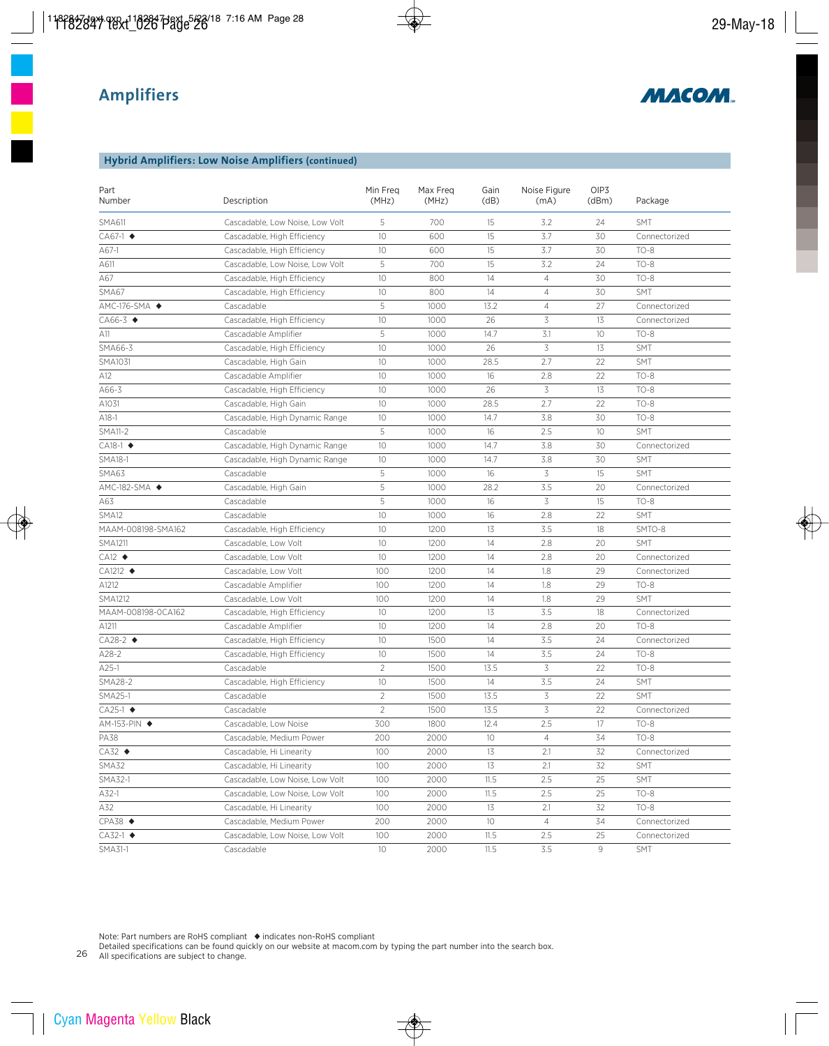# Amplifiers

## Hybrid Amplifiers: Low Noise Amplifiers (continued)

| Part Number | Description | Min Freq (MHz) | Max Freq (MHz) | Gain (dB) | Noise Figure (mA) | OIP3 (dBm) | Package |
|---|---|---|---|---|---|---|---|
| SMA611 | Cascadable, Low Noise, Low Volt | 5 | 700 | 15 | 3.2 | 24 | SMT |
| CA67-1 ◆ | Cascadable, High Efficiency | 10 | 600 | 15 | 3.7 | 30 | Connectorized |
| A67-1 | Cascadable, High Efficiency | 10 | 600 | 15 | 3.7 | 30 | TO-8 |
| A611 | Cascadable, Low Noise, Low Volt | 5 | 700 | 15 | 3.2 | 24 | TO-8 |
| A67 | Cascadable, High Efficiency | 10 | 800 | 14 | 4 | 30 | TO-8 |
| SMA67 | Cascadable, High Efficiency | 10 | 800 | 14 | 4 | 30 | SMT |
| AMC-176-SMA ◆ | Cascadable | 5 | 1000 | 13.2 | 4 | 27 | Connectorized |
| CA66-3 ◆ | Cascadable, High Efficiency | 10 | 1000 | 26 | 3 | 13 | Connectorized |
| A11 | Cascadable Amplifier | 5 | 1000 | 14.7 | 3.1 | 10 | TO-8 |
| SMA66-3 | Cascadable, High Efficiency | 10 | 1000 | 26 | 3 | 13 | SMT |
| SMA1031 | Cascadable, High Gain | 10 | 1000 | 28.5 | 2.7 | 22 | SMT |
| A12 | Cascadable Amplifier | 10 | 1000 | 16 | 2.8 | 22 | TO-8 |
| A66-3 | Cascadable, High Efficiency | 10 | 1000 | 26 | 3 | 13 | TO-8 |
| A1031 | Cascadable, High Gain | 10 | 1000 | 28.5 | 2.7 | 22 | TO-8 |
| A18-1 | Cascadable, High Dynamic Range | 10 | 1000 | 14.7 | 3.8 | 30 | TO-8 |
| SMA11-2 | Cascadable | 5 | 1000 | 16 | 2.5 | 10 | SMT |
| CA18-1 ◆ | Cascadable, High Dynamic Range | 10 | 1000 | 14.7 | 3.8 | 30 | Connectorized |
| SMA18-1 | Cascadable, High Dynamic Range | 10 | 1000 | 14.7 | 3.8 | 30 | SMT |
| SMA63 | Cascadable | 5 | 1000 | 16 | 3 | 15 | SMT |
| AMC-182-SMA ◆ | Cascadable, High Gain | 5 | 1000 | 28.2 | 3.5 | 20 | Connectorized |
| A63 | Cascadable | 5 | 1000 | 16 | 3 | 15 | TO-8 |
| SMA12 | Cascadable | 10 | 1000 | 16 | 2.8 | 22 | SMT |
| MAAM-008198-SMA162 | Cascadable, High Efficiency | 10 | 1200 | 13 | 3.5 | 18 | SMTO-8 |
| SMA1211 | Cascadable, Low Volt | 10 | 1200 | 14 | 2.8 | 20 | SMT |
| CA12 ◆ | Cascadable, Low Volt | 10 | 1200 | 14 | 2.8 | 20 | Connectorized |
| CA1212 ◆ | Cascadable, Low Volt | 100 | 1200 | 14 | 1.8 | 29 | Connectorized |
| A1212 | Cascadable Amplifier | 100 | 1200 | 14 | 1.8 | 29 | TO-8 |
| SMA1212 | Cascadable, Low Volt | 100 | 1200 | 14 | 1.8 | 29 | SMT |
| MAAM-008198-0CA162 | Cascadable, High Efficiency | 10 | 1200 | 13 | 3.5 | 18 | Connectorized |
| A1211 | Cascadable Amplifier | 10 | 1200 | 14 | 2.8 | 20 | TO-8 |
| CA28-2 ◆ | Cascadable, High Efficiency | 10 | 1500 | 14 | 3.5 | 24 | Connectorized |
| A28-2 | Cascadable, High Efficiency | 10 | 1500 | 14 | 3.5 | 24 | TO-8 |
| A25-1 | Cascadable | 2 | 1500 | 13.5 | 3 | 22 | TO-8 |
| SMA28-2 | Cascadable, High Efficiency | 10 | 1500 | 14 | 3.5 | 24 | SMT |
| SMA25-1 | Cascadable | 2 | 1500 | 13.5 | 3 | 22 | SMT |
| CA25-1 ◆ | Cascadable | 2 | 1500 | 13.5 | 3 | 22 | Connectorized |
| AM-153-PIN ◆ | Cascadable, Low Noise | 300 | 1800 | 12.4 | 2.5 | 17 | TO-8 |
| PA38 | Cascadable, Medium Power | 200 | 2000 | 10 | 4 | 34 | TO-8 |
| CA32 ◆ | Cascadable, Hi Linearity | 100 | 2000 | 13 | 2.1 | 32 | Connectorized |
| SMA32 | Cascadable, Hi Linearity | 100 | 2000 | 13 | 2.1 | 32 | SMT |
| SMA32-1 | Cascadable, Low Noise, Low Volt | 100 | 2000 | 11.5 | 2.5 | 25 | SMT |
| A32-1 | Cascadable, Low Noise, Low Volt | 100 | 2000 | 11.5 | 2.5 | 25 | TO-8 |
| A32 | Cascadable, Hi Linearity | 100 | 2000 | 13 | 2.1 | 32 | TO-8 |
| CPA38 ◆ | Cascadable, Medium Power | 200 | 2000 | 10 | 4 | 34 | Connectorized |
| CA32-1 ◆ | Cascadable, Low Noise, Low Volt | 100 | 2000 | 11.5 | 2.5 | 25 | Connectorized |
| SMA31-1 | Cascadable | 10 | 2000 | 11.5 | 3.5 | 9 | SMT |

Note: Part numbers are RoHS compliant ◆ indicates non-RoHS compliant
Detailed specifications can be found quickly on our website at macom.com by typing the part number into the search box.
All specifications are subject to change.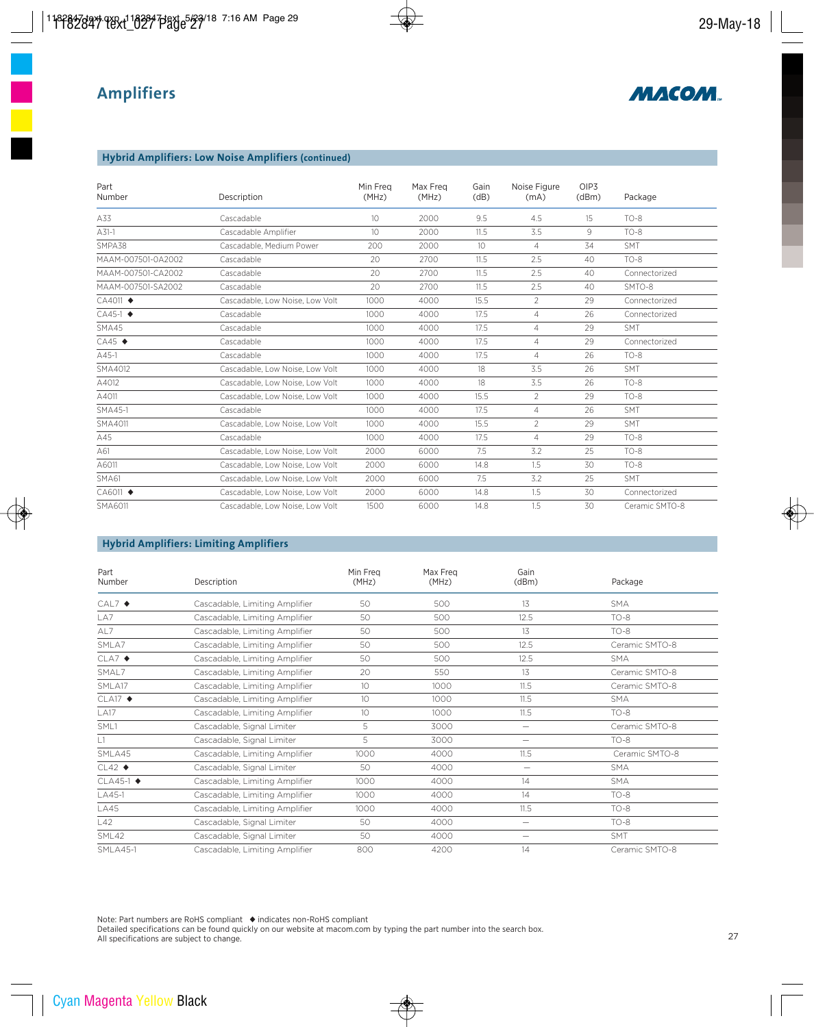# Amplifiers

MACOM

## Hybrid Amplifiers: Low Noise Amplifiers (continued)

| Part Number | Description | Min Freq (MHz) | Max Freq (MHz) | Gain (dB) | Noise Figure (mA) | OIP3 (dBm) | Package |
|---|---|---|---|---|---|---|---|
| A33 | Cascadable | 10 | 2000 | 9.5 | 4.5 | 15 | TO-8 |
| A31-1 | Cascadable Amplifier | 10 | 2000 | 11.5 | 3.5 | 9 | TO-8 |
| SMPA38 | Cascadable, Medium Power | 200 | 2000 | 10 | 4 | 34 | SMT |
| MAAM-007501-0A2002 | Cascadable | 20 | 2700 | 11.5 | 2.5 | 40 | TO-8 |
| MAAM-007501-CA2002 | Cascadable | 20 | 2700 | 11.5 | 2.5 | 40 | Connectorized |
| MAAM-007501-SA2002 | Cascadable | 20 | 2700 | 11.5 | 2.5 | 40 | SMTO-8 |
| CA4011 ◆ | Cascadable, Low Noise, Low Volt | 1000 | 4000 | 15.5 | 2 | 29 | Connectorized |
| CA45-1 ◆ | Cascadable | 1000 | 4000 | 17.5 | 4 | 26 | Connectorized |
| SMA45 | Cascadable | 1000 | 4000 | 17.5 | 4 | 29 | SMT |
| CA45 ◆ | Cascadable | 1000 | 4000 | 17.5 | 4 | 29 | Connectorized |
| A45-1 | Cascadable | 1000 | 4000 | 17.5 | 4 | 26 | TO-8 |
| SMA4012 | Cascadable, Low Noise, Low Volt | 1000 | 4000 | 18 | 3.5 | 26 | SMT |
| A4012 | Cascadable, Low Noise, Low Volt | 1000 | 4000 | 18 | 3.5 | 26 | TO-8 |
| A4011 | Cascadable, Low Noise, Low Volt | 1000 | 4000 | 15.5 | 2 | 29 | TO-8 |
| SMA45-1 | Cascadable | 1000 | 4000 | 17.5 | 4 | 26 | SMT |
| SMA4011 | Cascadable, Low Noise, Low Volt | 1000 | 4000 | 15.5 | 2 | 29 | SMT |
| A45 | Cascadable | 1000 | 4000 | 17.5 | 4 | 29 | TO-8 |
| A61 | Cascadable, Low Noise, Low Volt | 2000 | 6000 | 7.5 | 3.2 | 25 | TO-8 |
| A6011 | Cascadable, Low Noise, Low Volt | 2000 | 6000 | 14.8 | 1.5 | 30 | TO-8 |
| SMA61 | Cascadable, Low Noise, Low Volt | 2000 | 6000 | 7.5 | 3.2 | 25 | SMT |
| CA6011 ◆ | Cascadable, Low Noise, Low Volt | 2000 | 6000 | 14.8 | 1.5 | 30 | Connectorized |
| SMA6011 | Cascadable, Low Noise, Low Volt | 1500 | 6000 | 14.8 | 1.5 | 30 | Ceramic SMTO-8 |

## Hybrid Amplifiers: Limiting Amplifiers

| Part Number | Description | Min Freq (MHz) | Max Freq (MHz) | Gain (dBm) | Package |
|---|---|---|---|---|---|
| CAL7 ◆ | Cascadable, Limiting Amplifier | 50 | 500 | 13 | SMA |
| LA7 | Cascadable, Limiting Amplifier | 50 | 500 | 12.5 | TO-8 |
| AL7 | Cascadable, Limiting Amplifier | 50 | 500 | 13 | TO-8 |
| SMLA7 | Cascadable, Limiting Amplifier | 50 | 500 | 12.5 | Ceramic SMTO-8 |
| CLA7 ◆ | Cascadable, Limiting Amplifier | 50 | 500 | 12.5 | SMA |
| SMAL7 | Cascadable, Limiting Amplifier | 20 | 550 | 13 | Ceramic SMTO-8 |
| SMLA17 | Cascadable, Limiting Amplifier | 10 | 1000 | 11.5 | Ceramic SMTO-8 |
| CLA17 ◆ | Cascadable, Limiting Amplifier | 10 | 1000 | 11.5 | SMA |
| LA17 | Cascadable, Limiting Amplifier | 10 | 1000 | 11.5 | TO-8 |
| SML1 | Cascadable, Signal Limiter | 5 | 3000 | — | Ceramic SMTO-8 |
| L1 | Cascadable, Signal Limiter | 5 | 3000 | — | TO-8 |
| SMLA45 | Cascadable, Limiting Amplifier | 1000 | 4000 | 11.5 | Ceramic SMTO-8 |
| CL42 ◆ | Cascadable, Signal Limiter | 50 | 4000 | — | SMA |
| CLA45-1 ◆ | Cascadable, Limiting Amplifier | 1000 | 4000 | 14 | SMA |
| LA45-1 | Cascadable, Limiting Amplifier | 1000 | 4000 | 14 | TO-8 |
| LA45 | Cascadable, Limiting Amplifier | 1000 | 4000 | 11.5 | TO-8 |
| L42 | Cascadable, Signal Limiter | 50 | 4000 | — | TO-8 |
| SML42 | Cascadable, Signal Limiter | 50 | 4000 | — | SMT |
| SMLA45-1 | Cascadable, Limiting Amplifier | 800 | 4200 | 14 | Ceramic SMTO-8 |

Note: Part numbers are RoHS compliant ◆ indicates non-RoHS compliant
Detailed specifications can be found quickly on our website at macom.com by typing the part number into the search box.
All specifications are subject to change.